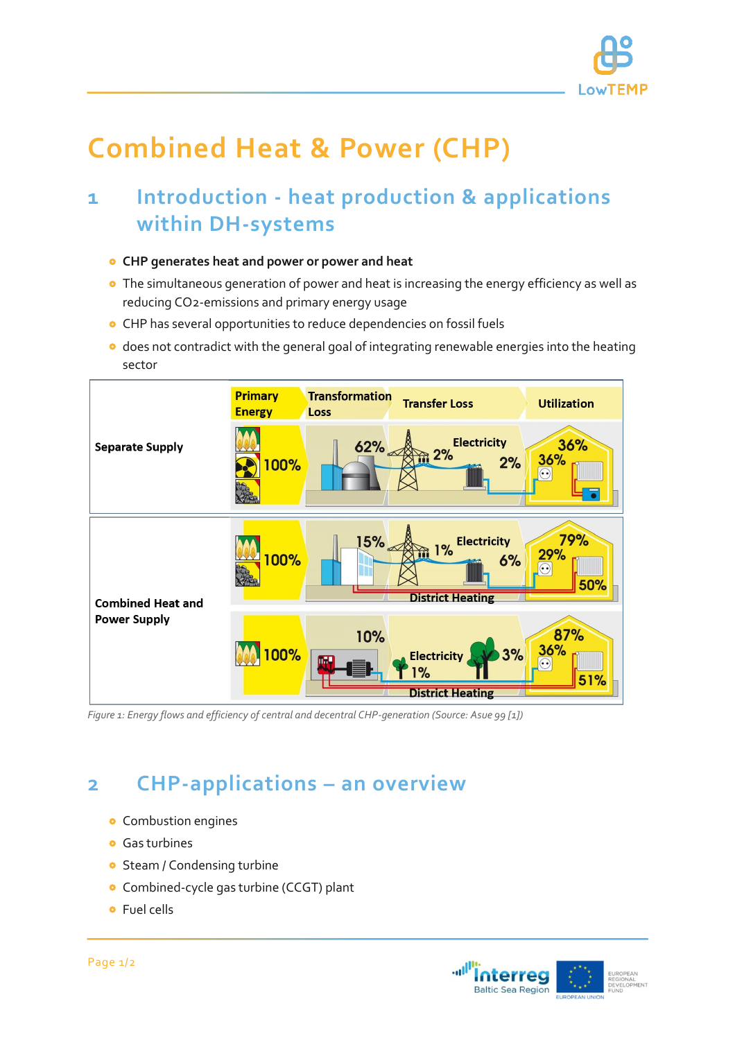# Combined Heat & Power (CHP)

## 1 Introduction - heat production & applications within DH-systems

- **CHP generates heat and power or power and heat**
- The simultaneous generation of power and heat is increasing the energy efficiency as well as reducing $CO_2$-emissions and primary energy usage
- CHP has several opportunities to reduce dependencies on fossil fuels
- does not contradict with the general goal of integrating renewable energies into the heating sector

*Figure 1: Energy flows and efficiency of central and decentral CHP-generation (Source: Asue 99 [1])*

## 2 CHP-applications – an overview

- Combustion engines
- Gas turbines
- Steam / Condensing turbine
- Combined-cycle gas turbine (CCGT) plant
- Fuel cells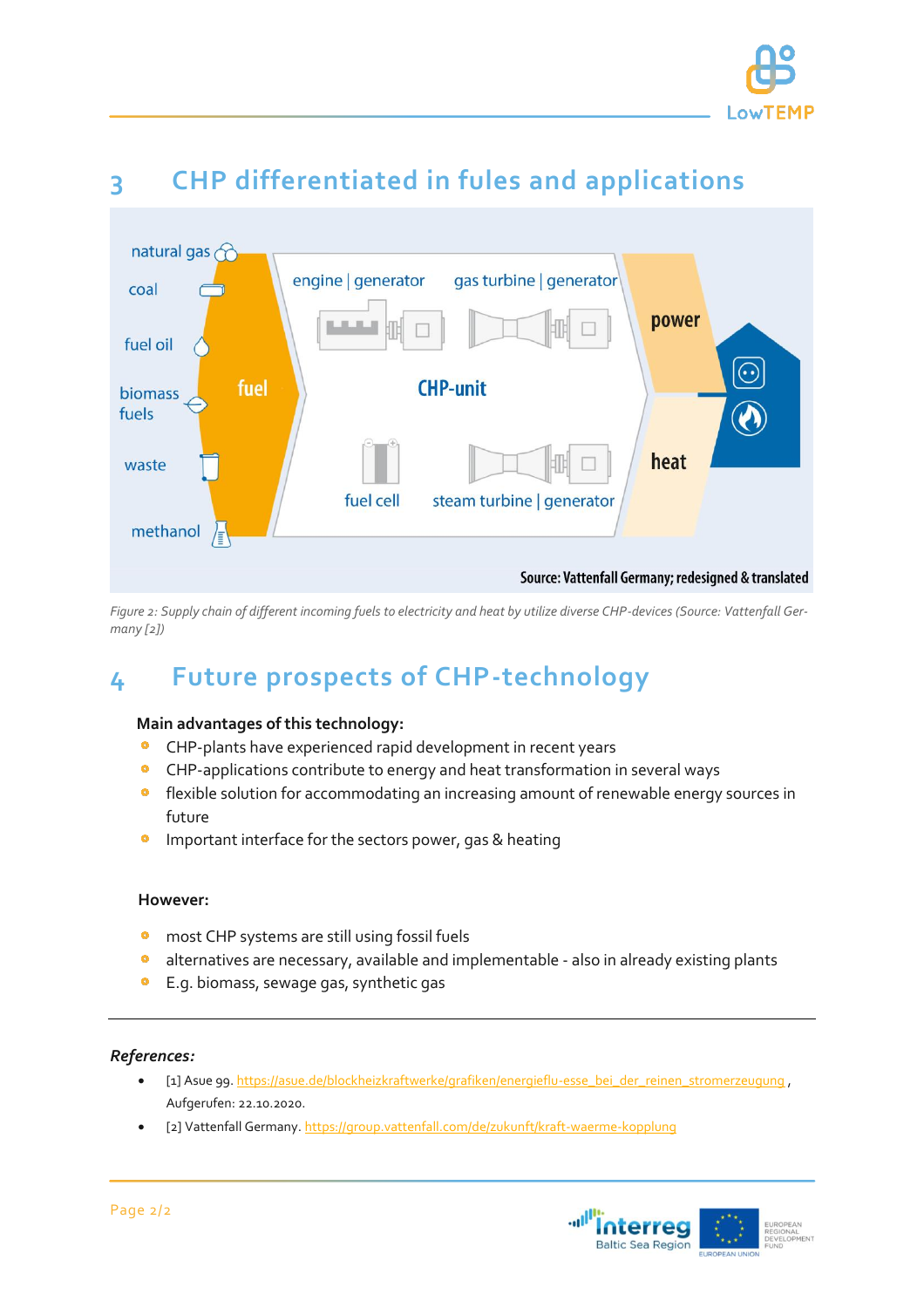# 3 CHP differentiated in fules and applications

natural gas
coal
fuel oil
biomass fuels
waste
methanol
fuel
engine | generator
gas turbine | generator
CHP-unit
fuel cell
steam turbine | generator
power
heat
Source: Vattenfall Germany; redesigned & translated

*Figure 2: Supply chain of different incoming fuels to electricity and heat by utilize diverse CHP-devices (Source: Vattenfall Germany [2])*

# 4 Future prospects of CHP-technology

**Main advantages of this technology:**

- CHP-plants have experienced rapid development in recent years
- CHP-applications contribute to energy and heat transformation in several ways
- flexible solution for accommodating an increasing amount of renewable energy sources in future
- Important interface for the sectors power, gas & heating

**However:**

- most CHP systems are still using fossil fuels
- alternatives are necessary, available and implementable - also in already existing plants
- E.g. biomass, sewage gas, synthetic gas

***References:***

- [1] Asue 99. https://asue.de/blockheizkraftwerke/grafiken/energieflu-esse_bei_der_reinen_stromerzeugung , Aufgerufen: 22.10.2020.
- [2] Vattenfall Germany. https://group.vattenfall.com/de/zukunft/kraft-waerme-kopplung